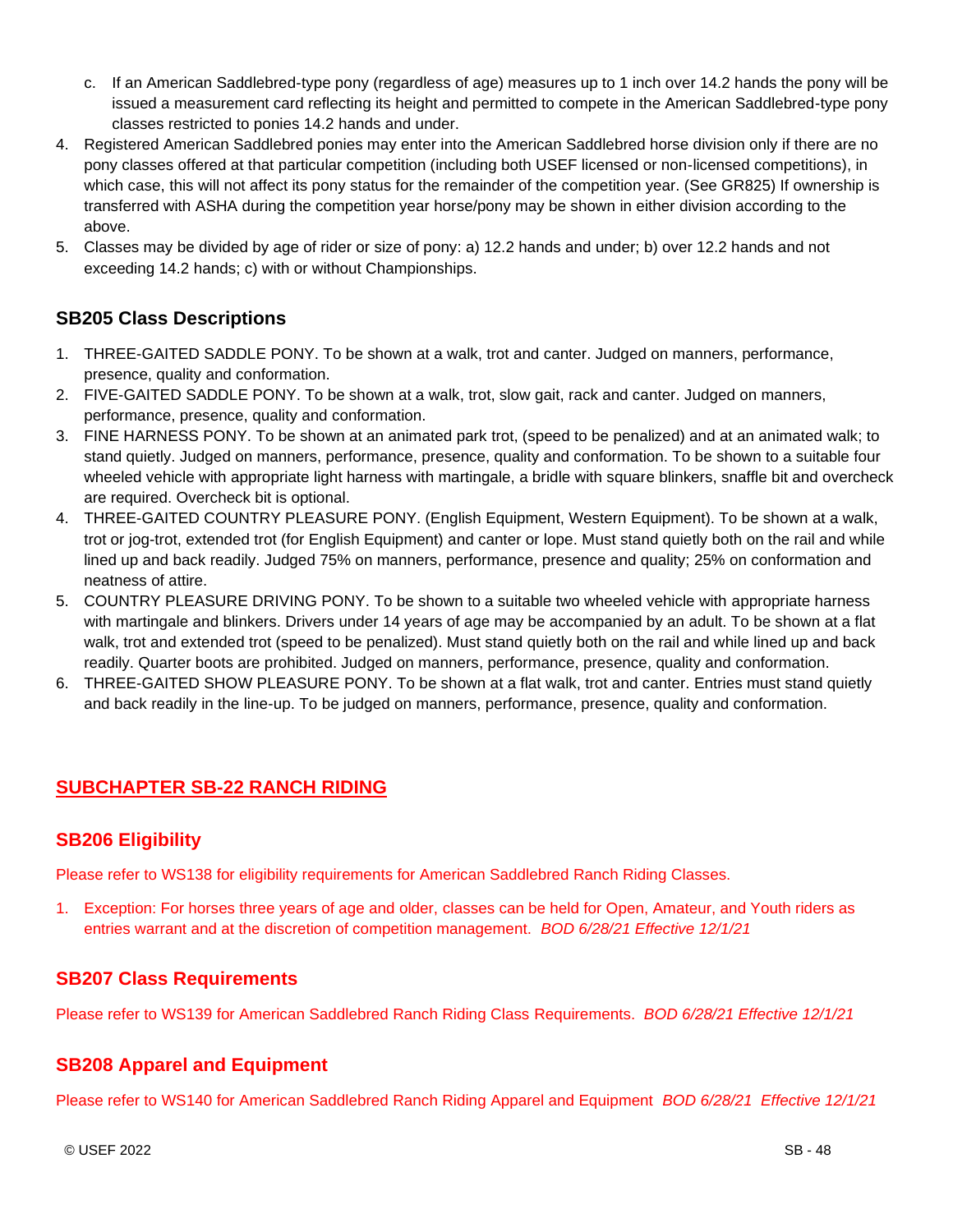c. If an American Saddlebred-type pony (regardless of age) measures up to 1 inch over 14.2 hands the pony will be issued a measurement card reflecting its height and permitted to compete in the American Saddlebred-type pony classes restricted to ponies 14.2 hands and under.

4. Registered American Saddlebred ponies may enter into the American Saddlebred horse division only if there are no pony classes offered at that particular competition (including both USEF licensed or non-licensed competitions), in which case, this will not affect its pony status for the remainder of the competition year. (See GR825) If ownership is transferred with ASHA during the competition year horse/pony may be shown in either division according to the above.
5. Classes may be divided by age of rider or size of pony: a) 12.2 hands and under; b) over 12.2 hands and not exceeding 14.2 hands; c) with or without Championships.

### SB205 Class Descriptions

1. THREE-GAITED SADDLE PONY. To be shown at a walk, trot and canter. Judged on manners, performance, presence, quality and conformation.
2. FIVE-GAITED SADDLE PONY. To be shown at a walk, trot, slow gait, rack and canter. Judged on manners, performance, presence, quality and conformation.
3. FINE HARNESS PONY. To be shown at an animated park trot, (speed to be penalized) and at an animated walk; to stand quietly. Judged on manners, performance, presence, quality and conformation. To be shown to a suitable four wheeled vehicle with appropriate light harness with martingale, a bridle with square blinkers, snaffle bit and overcheck are required. Overcheck bit is optional.
4. THREE-GAITED COUNTRY PLEASURE PONY. (English Equipment, Western Equipment). To be shown at a walk, trot or jog-trot, extended trot (for English Equipment) and canter or lope. Must stand quietly both on the rail and while lined up and back readily. Judged 75% on manners, performance, presence and quality; 25% on conformation and neatness of attire.
5. COUNTRY PLEASURE DRIVING PONY. To be shown to a suitable two wheeled vehicle with appropriate harness with martingale and blinkers. Drivers under 14 years of age may be accompanied by an adult. To be shown at a flat walk, trot and extended trot (speed to be penalized). Must stand quietly both on the rail and while lined up and back readily. Quarter boots are prohibited. Judged on manners, performance, presence, quality and conformation.
6. THREE-GAITED SHOW PLEASURE PONY. To be shown at a flat walk, trot and canter. Entries must stand quietly and back readily in the line-up. To be judged on manners, performance, presence, quality and conformation.

## SUBCHAPTER SB-22 RANCH RIDING

### SB206 Eligibility

Please refer to WS138 for eligibility requirements for American Saddlebred Ranch Riding Classes.

1. Exception: For horses three years of age and older, classes can be held for Open, Amateur, and Youth riders as entries warrant and at the discretion of competition management. *BOD 6/28/21 Effective 12/1/21*

### SB207 Class Requirements

Please refer to WS139 for American Saddlebred Ranch Riding Class Requirements. *BOD 6/28/21 Effective 12/1/21*

### SB208 Apparel and Equipment

Please refer to WS140 for American Saddlebred Ranch Riding Apparel and Equipment *BOD 6/28/21 Effective 12/1/21*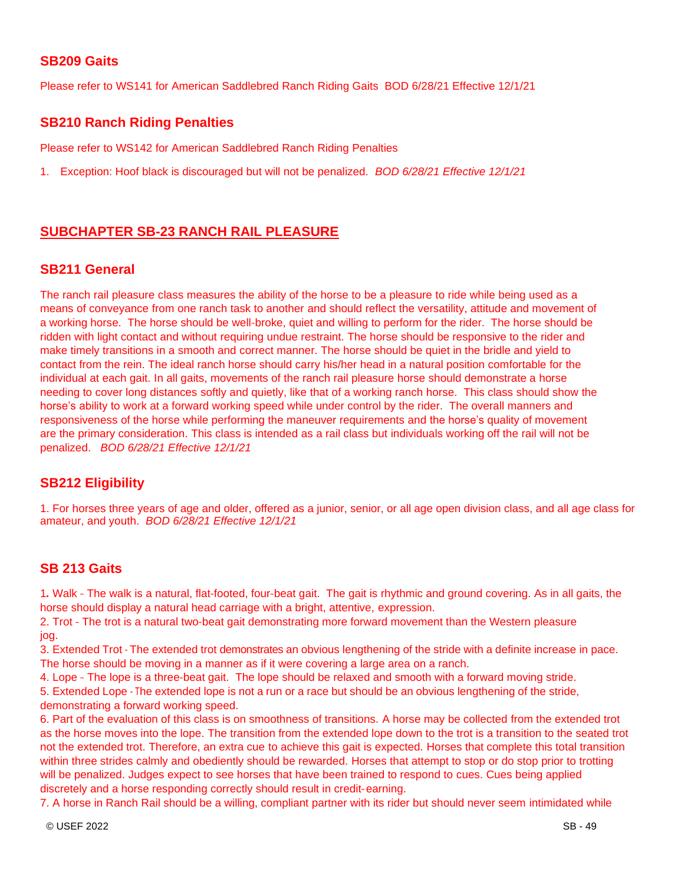## SB209 Gaits

Please refer to WS141 for American Saddlebred Ranch Riding Gaits  BOD 6/28/21 Effective 12/1/21

## SB210 Ranch Riding Penalties

Please refer to WS142 for American Saddlebred Ranch Riding Penalties

1. Exception: Hoof black is discouraged but will not be penalized.  *BOD 6/28/21 Effective 12/1/21*

# SUBCHAPTER SB-23 RANCH RAIL PLEASURE

## SB211 General

The ranch rail pleasure class measures the ability of the horse to be a pleasure to ride while being used as a means of conveyance from one ranch task to another and should reflect the versatility, attitude and movement of a working horse. The horse should be well-broke, quiet and willing to perform for the rider. The horse should be ridden with light contact and without requiring undue restraint. The horse should be responsive to the rider and make timely transitions in a smooth and correct manner. The horse should be quiet in the bridle and yield to contact from the rein. The ideal ranch horse should carry his/her head in a natural position comfortable for the individual at each gait. In all gaits, movements of the ranch rail pleasure horse should demonstrate a horse needing to cover long distances softly and quietly, like that of a working ranch horse. This class should show the horse's ability to work at a forward working speed while under control by the rider. The overall manners and responsiveness of the horse while performing the maneuver requirements and the horse's quality of movement are the primary consideration. This class is intended as a rail class but individuals working off the rail will not be penalized.  *BOD 6/28/21 Effective 12/1/21*

## SB212 Eligibility

1. For horses three years of age and older, offered as a junior, senior, or all age open division class, and all age class for amateur, and youth.  *BOD 6/28/21 Effective 12/1/21*

## SB 213 Gaits

1**.** Walk - The walk is a natural, flat-footed, four-beat gait. The gait is rhythmic and ground covering. As in all gaits, the horse should display a natural head carriage with a bright, attentive, expression.
2. Trot - The trot is a natural two-beat gait demonstrating more forward movement than the Western pleasure jog.
3. Extended Trot - The extended trot demonstrates an obvious lengthening of the stride with a definite increase in pace. The horse should be moving in a manner as if it were covering a large area on a ranch.
4. Lope - The lope is a three-beat gait. The lope should be relaxed and smooth with a forward moving stride.
5. Extended Lope - The extended lope is not a run or a race but should be an obvious lengthening of the stride, demonstrating a forward working speed.
6. Part of the evaluation of this class is on smoothness of transitions. A horse may be collected from the extended trot as the horse moves into the lope. The transition from the extended lope down to the trot is a transition to the seated trot not the extended trot. Therefore, an extra cue to achieve this gait is expected. Horses that complete this total transition within three strides calmly and obediently should be rewarded. Horses that attempt to stop or do stop prior to trotting will be penalized. Judges expect to see horses that have been trained to respond to cues. Cues being applied discretely and a horse responding correctly should result in credit-earning.
7. A horse in Ranch Rail should be a willing, compliant partner with its rider but should never seem intimidated while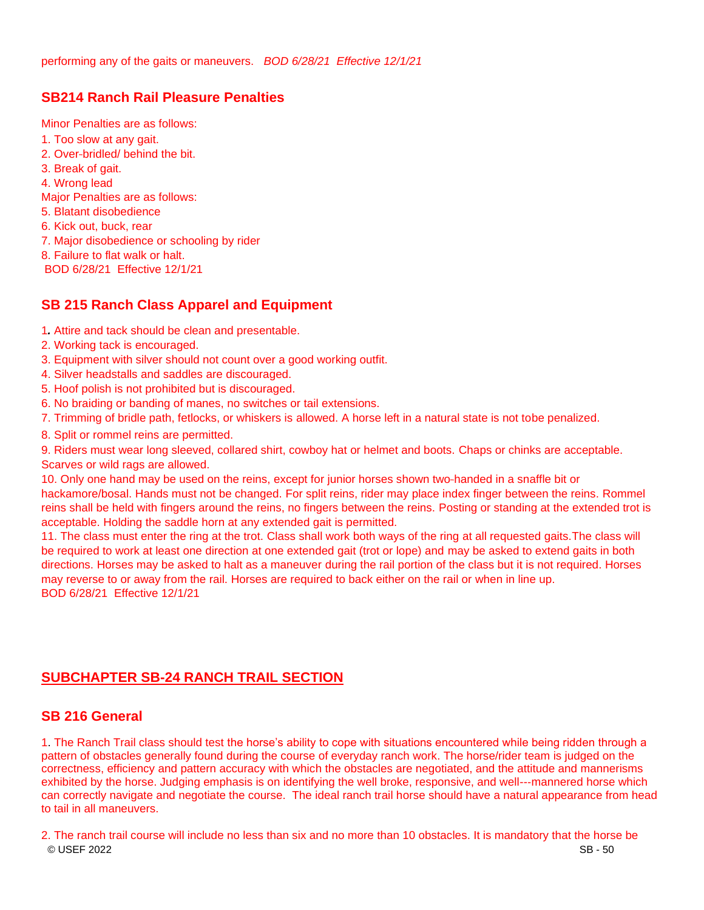performing any of the gaits or maneuvers. *BOD 6/28/21 Effective 12/1/21*

### SB214 Ranch Rail Pleasure Penalties

Minor Penalties are as follows:
1. Too slow at any gait.
2. Over-bridled/ behind the bit.
3. Break of gait.
4. Wrong lead

Major Penalties are as follows:

5. Blatant disobedience
6. Kick out, buck, rear
7. Major disobedience or schooling by rider
8. Failure to flat walk or halt.

BOD 6/28/21 Effective 12/1/21

### SB 215 Ranch Class Apparel and Equipment

1. Attire and tack should be clean and presentable.
2. Working tack is encouraged.
3. Equipment with silver should not count over a good working outfit.
4. Silver headstalls and saddles are discouraged.
5. Hoof polish is not prohibited but is discouraged.
6. No braiding or banding of manes, no switches or tail extensions.
7. Trimming of bridle path, fetlocks, or whiskers is allowed. A horse left in a natural state is not tobe penalized.
8. Split or rommel reins are permitted.
9. Riders must wear long sleeved, collared shirt, cowboy hat or helmet and boots. Chaps or chinks are acceptable. Scarves or wild rags are allowed.
10. Only one hand may be used on the reins, except for junior horses shown two-handed in a snaffle bit or hackamore/bosal. Hands must not be changed. For split reins, rider may place index finger between the reins. Rommel reins shall be held with fingers around the reins, no fingers between the reins. Posting or standing at the extended trot is acceptable. Holding the saddle horn at any extended gait is permitted.
11. The class must enter the ring at the trot. Class shall work both ways of the ring at all requested gaits.The class will be required to work at least one direction at one extended gait (trot or lope) and may be asked to extend gaits in both directions. Horses may be asked to halt as a maneuver during the rail portion of the class but it is not required. Horses may reverse to or away from the rail. Horses are required to back either on the rail or when in line up.

BOD 6/28/21 Effective 12/1/21

## <u>SUBCHAPTER SB-24 RANCH TRAIL SECTION</u>

### SB 216 General

1. The Ranch Trail class should test the horse's ability to cope with situations encountered while being ridden through a pattern of obstacles generally found during the course of everyday ranch work. The horse/rider team is judged on the correctness, efficiency and pattern accuracy with which the obstacles are negotiated, and the attitude and mannerisms exhibited by the horse. Judging emphasis is on identifying the well broke, responsive, and well---mannered horse which can correctly navigate and negotiate the course. The ideal ranch trail horse should have a natural appearance from head to tail in all maneuvers.

2. The ranch trail course will include no less than six and no more than 10 obstacles. It is mandatory that the horse be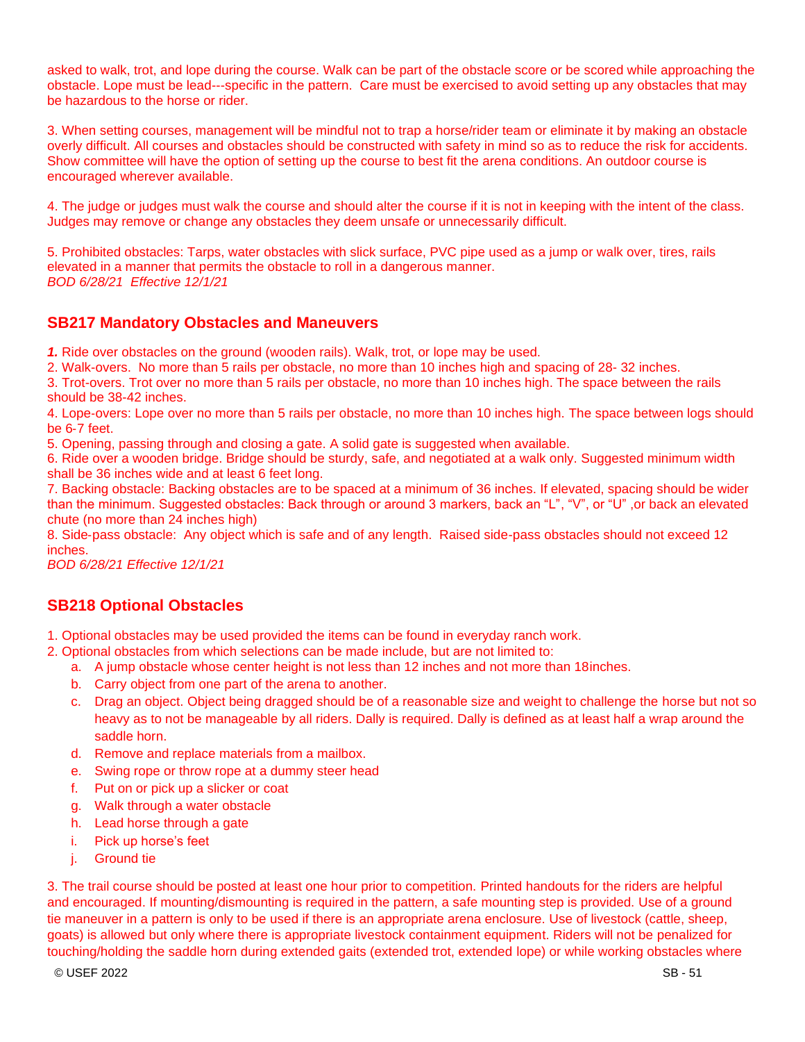asked to walk, trot, and lope during the course. Walk can be part of the obstacle score or be scored while approaching the obstacle. Lope must be lead---specific in the pattern. Care must be exercised to avoid setting up any obstacles that may be hazardous to the horse or rider.

3. When setting courses, management will be mindful not to trap a horse/rider team or eliminate it by making an obstacle overly difficult. All courses and obstacles should be constructed with safety in mind so as to reduce the risk for accidents. Show committee will have the option of setting up the course to best fit the arena conditions. An outdoor course is encouraged wherever available.

4. The judge or judges must walk the course and should alter the course if it is not in keeping with the intent of the class. Judges may remove or change any obstacles they deem unsafe or unnecessarily difficult.

5. Prohibited obstacles: Tarps, water obstacles with slick surface, PVC pipe used as a jump or walk over, tires, rails elevated in a manner that permits the obstacle to roll in a dangerous manner.
*BOD 6/28/21 Effective 12/1/21*

## SB217 Mandatory Obstacles and Maneuvers

***1.*** Ride over obstacles on the ground (wooden rails). Walk, trot, or lope may be used.
2. Walk-overs. No more than 5 rails per obstacle, no more than 10 inches high and spacing of 28- 32 inches.
3. Trot-overs. Trot over no more than 5 rails per obstacle, no more than 10 inches high. The space between the rails should be 38-42 inches.
4. Lope-overs: Lope over no more than 5 rails per obstacle, no more than 10 inches high. The space between logs should be 6-7 feet.
5. Opening, passing through and closing a gate. A solid gate is suggested when available.
6. Ride over a wooden bridge. Bridge should be sturdy, safe, and negotiated at a walk only. Suggested minimum width shall be 36 inches wide and at least 6 feet long.
7. Backing obstacle: Backing obstacles are to be spaced at a minimum of 36 inches. If elevated, spacing should be wider than the minimum. Suggested obstacles: Back through or around 3 markers, back an "L", "V", or "U" ,or back an elevated chute (no more than 24 inches high)
8. Side-pass obstacle: Any object which is safe and of any length. Raised side-pass obstacles should not exceed 12 inches.
*BOD 6/28/21 Effective 12/1/21*

## SB218 Optional Obstacles

1. Optional obstacles may be used provided the items can be found in everyday ranch work.
2. Optional obstacles from which selections can be made include, but are not limited to:
   a. A jump obstacle whose center height is not less than 12 inches and not more than 18inches.
   b. Carry object from one part of the arena to another.
   c. Drag an object. Object being dragged should be of a reasonable size and weight to challenge the horse but not so heavy as to not be manageable by all riders. Dally is required. Dally is defined as at least half a wrap around the saddle horn.
   d. Remove and replace materials from a mailbox.
   e. Swing rope or throw rope at a dummy steer head
   f. Put on or pick up a slicker or coat
   g. Walk through a water obstacle
   h. Lead horse through a gate
   i. Pick up horse's feet
   j. Ground tie

3. The trail course should be posted at least one hour prior to competition. Printed handouts for the riders are helpful and encouraged. If mounting/dismounting is required in the pattern, a safe mounting step is provided. Use of a ground tie maneuver in a pattern is only to be used if there is an appropriate arena enclosure. Use of livestock (cattle, sheep, goats) is allowed but only where there is appropriate livestock containment equipment. Riders will not be penalized for touching/holding the saddle horn during extended gaits (extended trot, extended lope) or while working obstacles where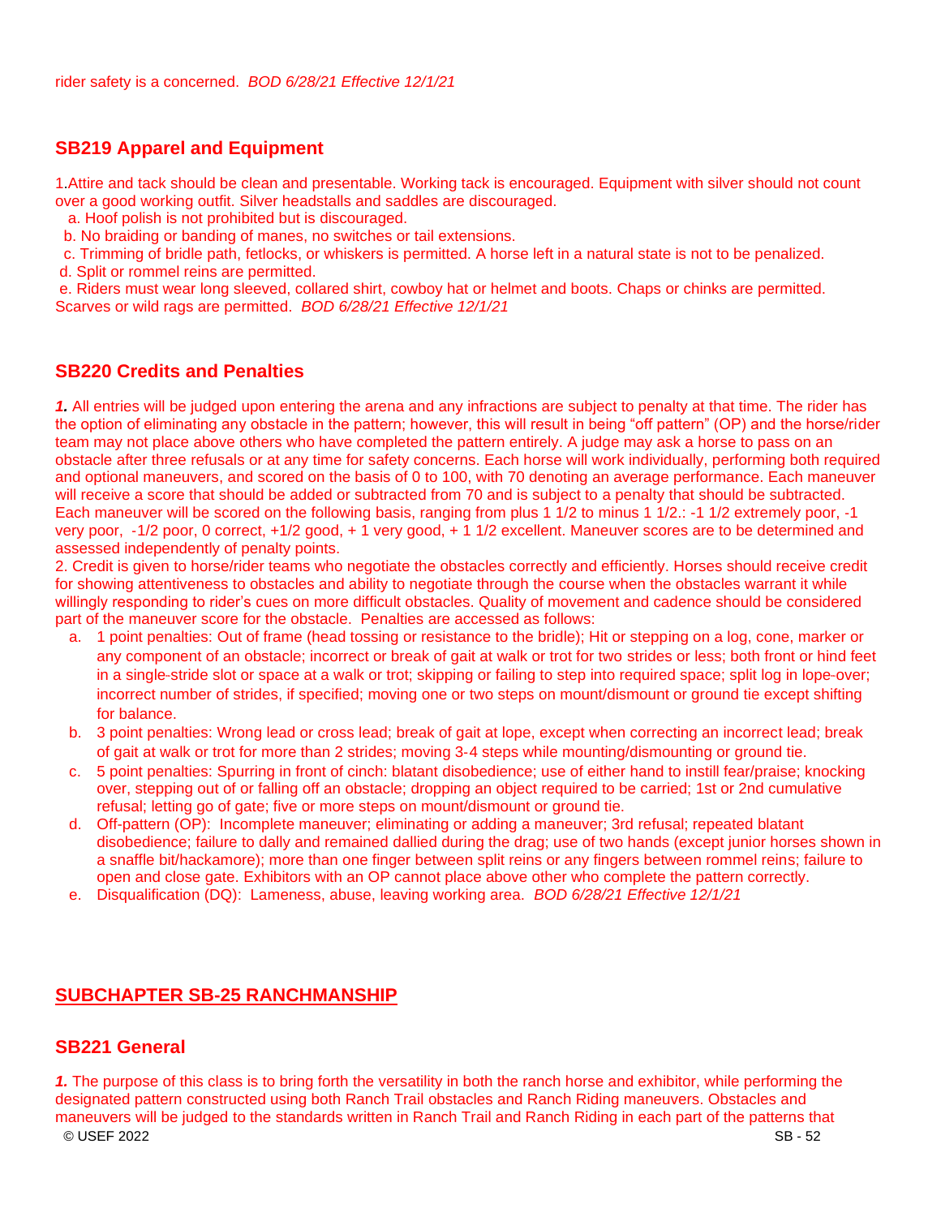rider safety is a concerned. *BOD 6/28/21 Effective 12/1/21*

## SB219 Apparel and Equipment

1.Attire and tack should be clean and presentable. Working tack is encouraged. Equipment with silver should not count over a good working outfit. Silver headstalls and saddles are discouraged.

a. Hoof polish is not prohibited but is discouraged.

b. No braiding or banding of manes, no switches or tail extensions.

c. Trimming of bridle path, fetlocks, or whiskers is permitted. A horse left in a natural state is not to be penalized.

d. Split or rommel reins are permitted.

e. Riders must wear long sleeved, collared shirt, cowboy hat or helmet and boots. Chaps or chinks are permitted. Scarves or wild rags are permitted. *BOD 6/28/21 Effective 12/1/21*

## SB220 Credits and Penalties

***1.*** All entries will be judged upon entering the arena and any infractions are subject to penalty at that time. The rider has the option of eliminating any obstacle in the pattern; however, this will result in being "off pattern" (OP) and the horse/rider team may not place above others who have completed the pattern entirely. A judge may ask a horse to pass on an obstacle after three refusals or at any time for safety concerns. Each horse will work individually, performing both required and optional maneuvers, and scored on the basis of 0 to 100, with 70 denoting an average performance. Each maneuver will receive a score that should be added or subtracted from 70 and is subject to a penalty that should be subtracted. Each maneuver will be scored on the following basis, ranging from plus 1 1/2 to minus 1 1/2.: -1 1/2 extremely poor, -1 very poor, -1/2 poor, 0 correct, +1/2 good, + 1 very good, + 1 1/2 excellent. Maneuver scores are to be determined and assessed independently of penalty points.

2. Credit is given to horse/rider teams who negotiate the obstacles correctly and efficiently. Horses should receive credit for showing attentiveness to obstacles and ability to negotiate through the course when the obstacles warrant it while willingly responding to rider's cues on more difficult obstacles. Quality of movement and cadence should be considered part of the maneuver score for the obstacle. Penalties are accessed as follows:

a. 1 point penalties: Out of frame (head tossing or resistance to the bridle); Hit or stepping on a log, cone, marker or any component of an obstacle; incorrect or break of gait at walk or trot for two strides or less; both front or hind feet in a single-stride slot or space at a walk or trot; skipping or failing to step into required space; split log in lope-over; incorrect number of strides, if specified; moving one or two steps on mount/dismount or ground tie except shifting for balance.

b. 3 point penalties: Wrong lead or cross lead; break of gait at lope, except when correcting an incorrect lead; break of gait at walk or trot for more than 2 strides; moving 3-4 steps while mounting/dismounting or ground tie.

c. 5 point penalties: Spurring in front of cinch: blatant disobedience; use of either hand to instill fear/praise; knocking over, stepping out of or falling off an obstacle; dropping an object required to be carried; 1st or 2nd cumulative refusal; letting go of gate; five or more steps on mount/dismount or ground tie.

d. Off-pattern (OP): Incomplete maneuver; eliminating or adding a maneuver; 3rd refusal; repeated blatant disobedience; failure to dally and remained dallied during the drag; use of two hands (except junior horses shown in a snaffle bit/hackamore); more than one finger between split reins or any fingers between rommel reins; failure to open and close gate. Exhibitors with an OP cannot place above other who complete the pattern correctly.

e. Disqualification (DQ): Lameness, abuse, leaving working area. *BOD 6/28/21 Effective 12/1/21*

# SUBCHAPTER SB-25 RANCHMANSHIP

## SB221 General

***1.*** The purpose of this class is to bring forth the versatility in both the ranch horse and exhibitor, while performing the designated pattern constructed using both Ranch Trail obstacles and Ranch Riding maneuvers. Obstacles and maneuvers will be judged to the standards written in Ranch Trail and Ranch Riding in each part of the patterns that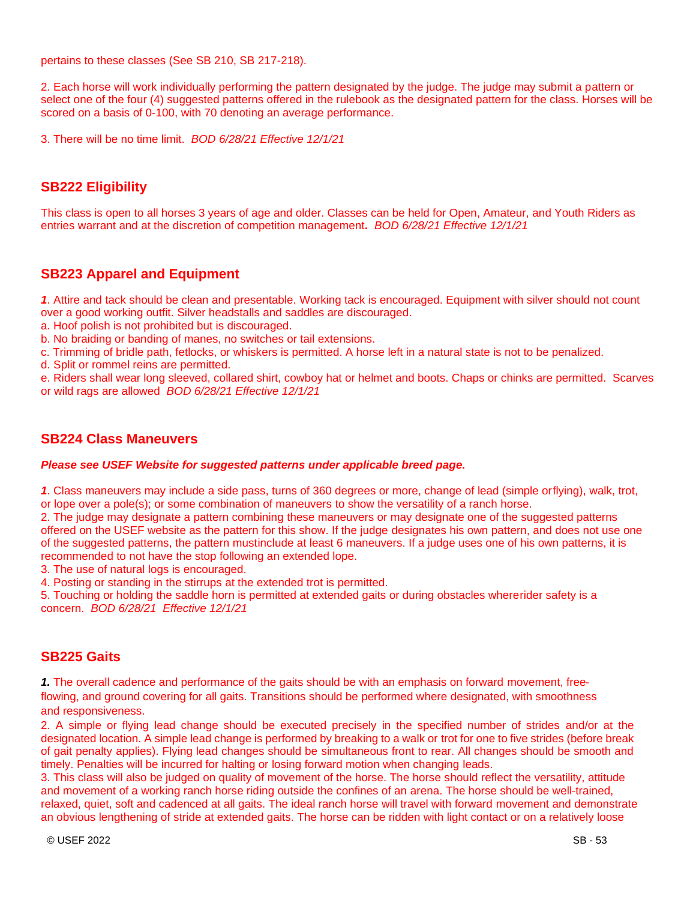pertains to these classes (See SB 210, SB 217-218).

2. Each horse will work individually performing the pattern designated by the judge. The judge may submit a pattern or select one of the four (4) suggested patterns offered in the rulebook as the designated pattern for the class. Horses will be scored on a basis of 0-100, with 70 denoting an average performance.

3. There will be no time limit. *BOD 6/28/21 Effective 12/1/21*

## SB222 Eligibility

This class is open to all horses 3 years of age and older. Classes can be held for Open, Amateur, and Youth Riders as entries warrant and at the discretion of competition management. *BOD 6/28/21 Effective 12/1/21*

## SB223 Apparel and Equipment

***1***. Attire and tack should be clean and presentable. Working tack is encouraged. Equipment with silver should not count over a good working outfit. Silver headstalls and saddles are discouraged.
a. Hoof polish is not prohibited but is discouraged.
b. No braiding or banding of manes, no switches or tail extensions.
c. Trimming of bridle path, fetlocks, or whiskers is permitted. A horse left in a natural state is not to be penalized.
d. Split or rommel reins are permitted.
e. Riders shall wear long sleeved, collared shirt, cowboy hat or helmet and boots. Chaps or chinks are permitted. Scarves or wild rags are allowed *BOD 6/28/21 Effective 12/1/21*

## SB224 Class Maneuvers

***Please see USEF Website for suggested patterns under applicable breed page.***

***1***. Class maneuvers may include a side pass, turns of 360 degrees or more, change of lead (simple orflying), walk, trot, or lope over a pole(s); or some combination of maneuvers to show the versatility of a ranch horse.
2. The judge may designate a pattern combining these maneuvers or may designate one of the suggested patterns offered on the USEF website as the pattern for this show. If the judge designates his own pattern, and does not use one of the suggested patterns, the pattern mustinclude at least 6 maneuvers. If a judge uses one of his own patterns, it is recommended to not have the stop following an extended lope.
3. The use of natural logs is encouraged.
4. Posting or standing in the stirrups at the extended trot is permitted.
5. Touching or holding the saddle horn is permitted at extended gaits or during obstacles whererider safety is a concern. *BOD 6/28/21 Effective 12/1/21*

## SB225 Gaits

***1.*** The overall cadence and performance of the gaits should be with an emphasis on forward movement, free-flowing, and ground covering for all gaits. Transitions should be performed where designated, with smoothness and responsiveness.
2. A simple or flying lead change should be executed precisely in the specified number of strides and/or at the designated location. A simple lead change is performed by breaking to a walk or trot for one to five strides (before break of gait penalty applies). Flying lead changes should be simultaneous front to rear. All changes should be smooth and timely. Penalties will be incurred for halting or losing forward motion when changing leads.
3. This class will also be judged on quality of movement of the horse. The horse should reflect the versatility, attitude and movement of a working ranch horse riding outside the confines of an arena. The horse should be well-trained, relaxed, quiet, soft and cadenced at all gaits. The ideal ranch horse will travel with forward movement and demonstrate an obvious lengthening of stride at extended gaits. The horse can be ridden with light contact or on a relatively loose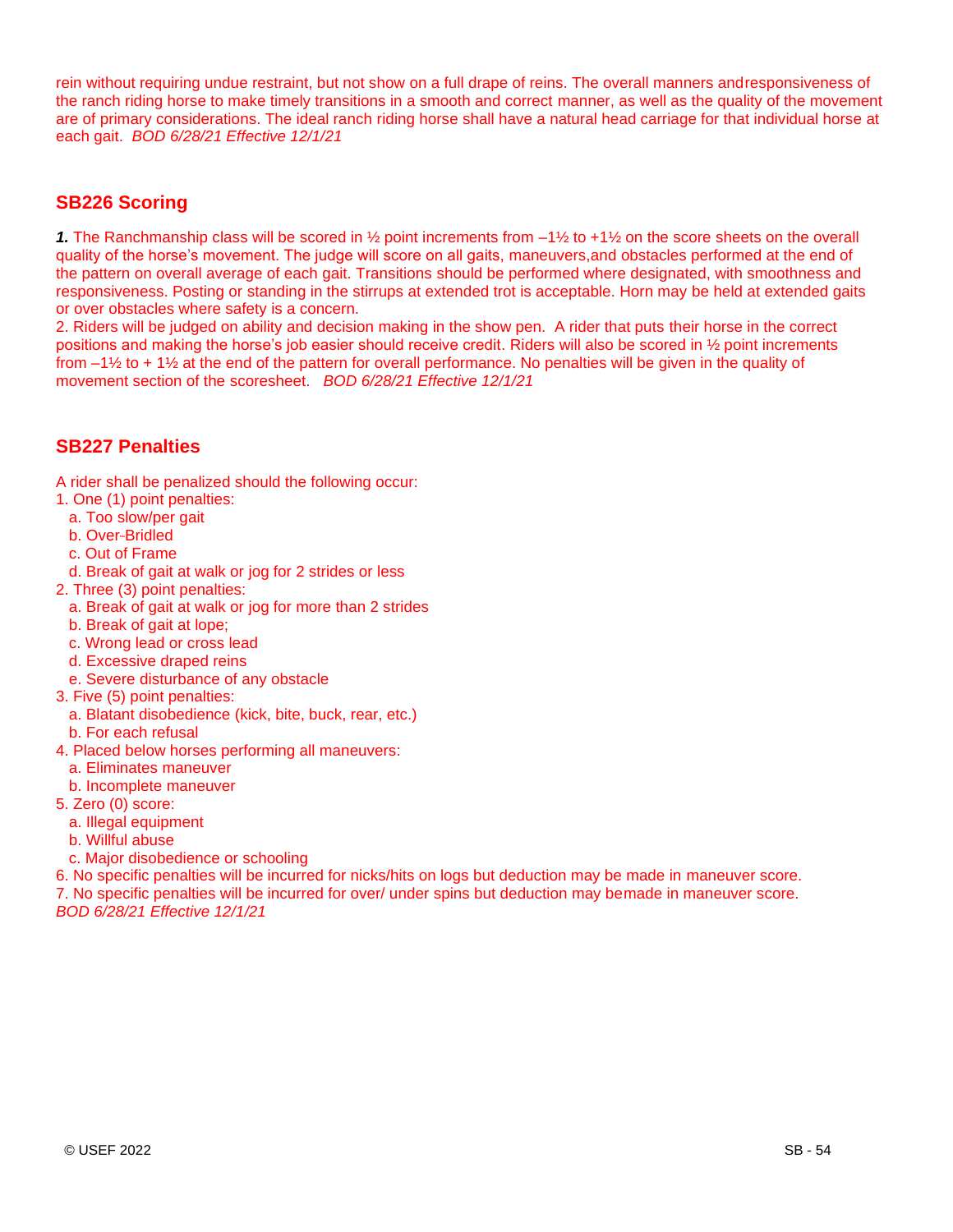rein without requiring undue restraint, but not show on a full drape of reins. The overall manners andresponsiveness of the ranch riding horse to make timely transitions in a smooth and correct manner, as well as the quality of the movement are of primary considerations. The ideal ranch riding horse shall have a natural head carriage for that individual horse at each gait. *BOD 6/28/21 Effective 12/1/21*

## SB226 Scoring

***1.*** The Ranchmanship class will be scored in ½ point increments from –1½ to +1½ on the score sheets on the overall quality of the horse's movement. The judge will score on all gaits, maneuvers,and obstacles performed at the end of the pattern on overall average of each gait. Transitions should be performed where designated, with smoothness and responsiveness. Posting or standing in the stirrups at extended trot is acceptable. Horn may be held at extended gaits or over obstacles where safety is a concern.

2. Riders will be judged on ability and decision making in the show pen. A rider that puts their horse in the correct positions and making the horse's job easier should receive credit. Riders will also be scored in ½ point increments from –1½ to + 1½ at the end of the pattern for overall performance. No penalties will be given in the quality of movement section of the scoresheet. *BOD 6/28/21 Effective 12/1/21*

## SB227 Penalties

A rider shall be penalized should the following occur:

1. One (1) point penalties:
   a. Too slow/per gait
   b. Over-Bridled
   c. Out of Frame
   d. Break of gait at walk or jog for 2 strides or less
2. Three (3) point penalties:
   a. Break of gait at walk or jog for more than 2 strides
   b. Break of gait at lope;
   c. Wrong lead or cross lead
   d. Excessive draped reins
   e. Severe disturbance of any obstacle
3. Five (5) point penalties:
   a. Blatant disobedience (kick, bite, buck, rear, etc.)
   b. For each refusal
4. Placed below horses performing all maneuvers:
   a. Eliminates maneuver
   b. Incomplete maneuver
5. Zero (0) score:
   a. Illegal equipment
   b. Willful abuse
   c. Major disobedience or schooling
6. No specific penalties will be incurred for nicks/hits on logs but deduction may be made in maneuver score.
7. No specific penalties will be incurred for over/ under spins but deduction may bemade in maneuver score.

*BOD 6/28/21 Effective 12/1/21*